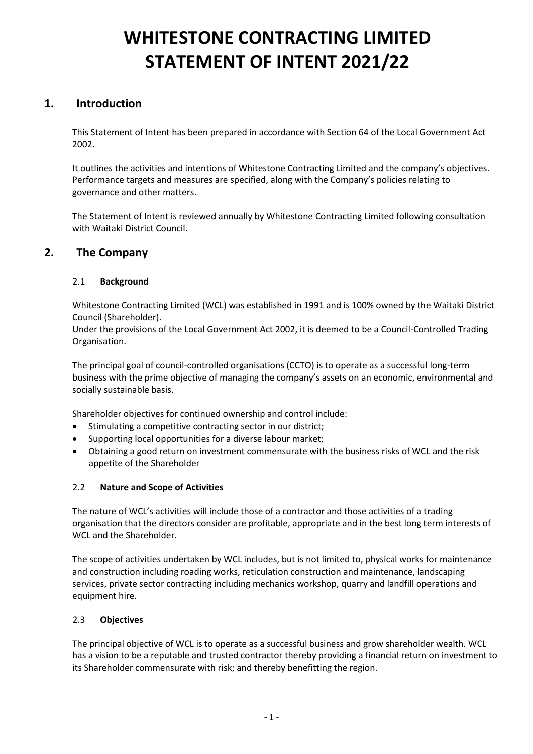# WHITESTONE CONTRACTING LIMITED STATEMENT OF INTENT 2021/22

## 1. Introduction

This Statement of Intent has been prepared in accordance with Section 64 of the Local Government Act 2002.

It outlines the activities and intentions of Whitestone Contracting Limited and the company's objectives. Performance targets and measures are specified, along with the Company's policies relating to governance and other matters.

The Statement of Intent is reviewed annually by Whitestone Contracting Limited following consultation with Waitaki District Council.

## 2. The Company

### 2.1 Background

Whitestone Contracting Limited (WCL) was established in 1991 and is 100% owned by the Waitaki District Council (Shareholder).
Under the provisions of the Local Government Act 2002, it is deemed to be a Council-Controlled Trading Organisation.

The principal goal of council-controlled organisations (CCTO) is to operate as a successful long-term business with the prime objective of managing the company's assets on an economic, environmental and socially sustainable basis.

Shareholder objectives for continued ownership and control include:

- Stimulating a competitive contracting sector in our district;
- Supporting local opportunities for a diverse labour market;
- Obtaining a good return on investment commensurate with the business risks of WCL and the risk appetite of the Shareholder

### 2.2 Nature and Scope of Activities

The nature of WCL's activities will include those of a contractor and those activities of a trading organisation that the directors consider are profitable, appropriate and in the best long term interests of WCL and the Shareholder.

The scope of activities undertaken by WCL includes, but is not limited to, physical works for maintenance and construction including roading works, reticulation construction and maintenance, landscaping services, private sector contracting including mechanics workshop, quarry and landfill operations and equipment hire.

### 2.3 Objectives

The principal objective of WCL is to operate as a successful business and grow shareholder wealth. WCL has a vision to be a reputable and trusted contractor thereby providing a financial return on investment to its Shareholder commensurate with risk; and thereby benefitting the region.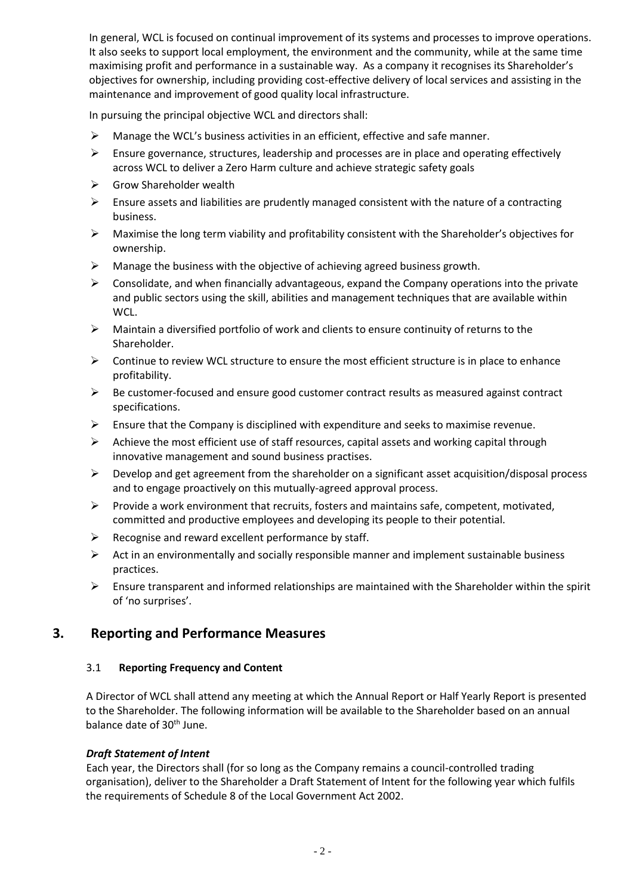In general, WCL is focused on continual improvement of its systems and processes to improve operations. It also seeks to support local employment, the environment and the community, while at the same time maximising profit and performance in a sustainable way. As a company it recognises its Shareholder's objectives for ownership, including providing cost-effective delivery of local services and assisting in the maintenance and improvement of good quality local infrastructure.

In pursuing the principal objective WCL and directors shall:

- Manage the WCL's business activities in an efficient, effective and safe manner.
- Ensure governance, structures, leadership and processes are in place and operating effectively across WCL to deliver a Zero Harm culture and achieve strategic safety goals
- Grow Shareholder wealth
- Ensure assets and liabilities are prudently managed consistent with the nature of a contracting business.
- Maximise the long term viability and profitability consistent with the Shareholder's objectives for ownership.
- Manage the business with the objective of achieving agreed business growth.
- Consolidate, and when financially advantageous, expand the Company operations into the private and public sectors using the skill, abilities and management techniques that are available within WCL.
- Maintain a diversified portfolio of work and clients to ensure continuity of returns to the Shareholder.
- Continue to review WCL structure to ensure the most efficient structure is in place to enhance profitability.
- Be customer-focused and ensure good customer contract results as measured against contract specifications.
- Ensure that the Company is disciplined with expenditure and seeks to maximise revenue.
- Achieve the most efficient use of staff resources, capital assets and working capital through innovative management and sound business practises.
- Develop and get agreement from the shareholder on a significant asset acquisition/disposal process and to engage proactively on this mutually-agreed approval process.
- Provide a work environment that recruits, fosters and maintains safe, competent, motivated, committed and productive employees and developing its people to their potential.
- Recognise and reward excellent performance by staff.
- Act in an environmentally and socially responsible manner and implement sustainable business practices.
- Ensure transparent and informed relationships are maintained with the Shareholder within the spirit of 'no surprises'.

## 3. Reporting and Performance Measures

### 3.1 Reporting Frequency and Content

A Director of WCL shall attend any meeting at which the Annual Report or Half Yearly Report is presented to the Shareholder. The following information will be available to the Shareholder based on an annual balance date of 30th June.

***Draft Statement of Intent***

Each year, the Directors shall (for so long as the Company remains a council-controlled trading organisation), deliver to the Shareholder a Draft Statement of Intent for the following year which fulfils the requirements of Schedule 8 of the Local Government Act 2002.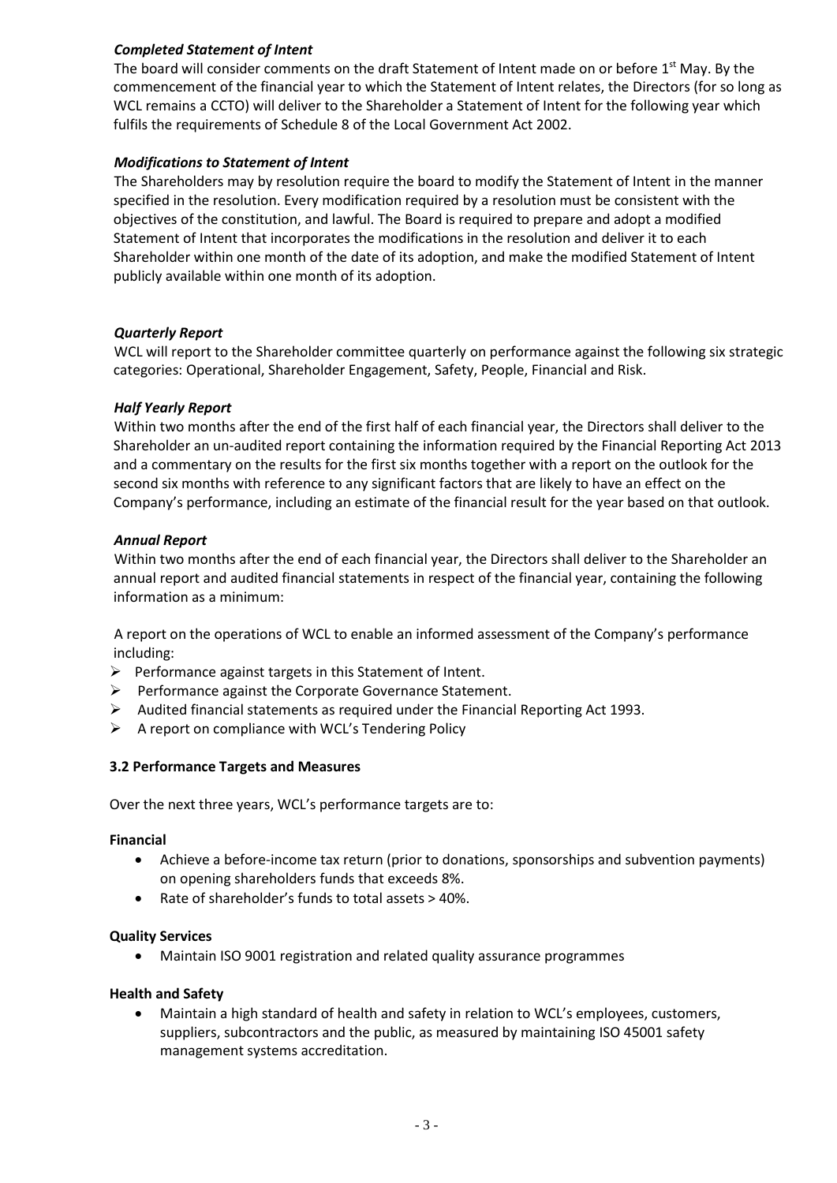### *Completed Statement of Intent*

The board will consider comments on the draft Statement of Intent made on or before 1st May. By the commencement of the financial year to which the Statement of Intent relates, the Directors (for so long as WCL remains a CCTO) will deliver to the Shareholder a Statement of Intent for the following year which fulfils the requirements of Schedule 8 of the Local Government Act 2002.

### *Modifications to Statement of Intent*

The Shareholders may by resolution require the board to modify the Statement of Intent in the manner specified in the resolution. Every modification required by a resolution must be consistent with the objectives of the constitution, and lawful. The Board is required to prepare and adopt a modified Statement of Intent that incorporates the modifications in the resolution and deliver it to each Shareholder within one month of the date of its adoption, and make the modified Statement of Intent publicly available within one month of its adoption.

### *Quarterly Report*

WCL will report to the Shareholder committee quarterly on performance against the following six strategic categories: Operational, Shareholder Engagement, Safety, People, Financial and Risk.

### *Half Yearly Report*

Within two months after the end of the first half of each financial year, the Directors shall deliver to the Shareholder an un-audited report containing the information required by the Financial Reporting Act 2013 and a commentary on the results for the first six months together with a report on the outlook for the second six months with reference to any significant factors that are likely to have an effect on the Company's performance, including an estimate of the financial result for the year based on that outlook.

### *Annual Report*

Within two months after the end of each financial year, the Directors shall deliver to the Shareholder an annual report and audited financial statements in respect of the financial year, containing the following information as a minimum:

A report on the operations of WCL to enable an informed assessment of the Company's performance including:

- Performance against targets in this Statement of Intent.
- Performance against the Corporate Governance Statement.
- Audited financial statements as required under the Financial Reporting Act 1993.
- A report on compliance with WCL's Tendering Policy

## 3.2 Performance Targets and Measures

Over the next three years, WCL's performance targets are to:

**Financial**

- Achieve a before-income tax return (prior to donations, sponsorships and subvention payments) on opening shareholders funds that exceeds 8%.
- Rate of shareholder's funds to total assets > 40%.

**Quality Services**

- Maintain ISO 9001 registration and related quality assurance programmes

**Health and Safety**

- Maintain a high standard of health and safety in relation to WCL's employees, customers, suppliers, subcontractors and the public, as measured by maintaining ISO 45001 safety management systems accreditation.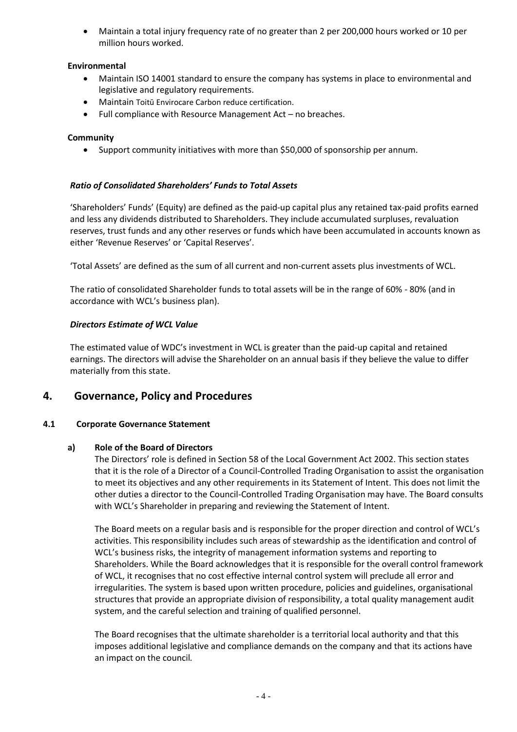- Maintain a total injury frequency rate of no greater than 2 per 200,000 hours worked or 10 per million hours worked.

**Environmental**

- Maintain ISO 14001 standard to ensure the company has systems in place to environmental and legislative and regulatory requirements.
- Maintain Toitū Envirocare Carbon reduce certification.
- Full compliance with Resource Management Act – no breaches.

**Community**

- Support community initiatives with more than $50,000 of sponsorship per annum.

***Ratio of Consolidated Shareholders' Funds to Total Assets***

'Shareholders' Funds' (Equity) are defined as the paid-up capital plus any retained tax-paid profits earned and less any dividends distributed to Shareholders. They include accumulated surpluses, revaluation reserves, trust funds and any other reserves or funds which have been accumulated in accounts known as either 'Revenue Reserves' or 'Capital Reserves'.

'Total Assets' are defined as the sum of all current and non-current assets plus investments of WCL.

The ratio of consolidated Shareholder funds to total assets will be in the range of 60% - 80% (and in accordance with WCL's business plan).

***Directors Estimate of WCL Value***

The estimated value of WDC's investment in WCL is greater than the paid-up capital and retained earnings. The directors will advise the Shareholder on an annual basis if they believe the value to differ materially from this state.

## 4. Governance, Policy and Procedures

### 4.1 Corporate Governance Statement

#### a) Role of the Board of Directors

The Directors' role is defined in Section 58 of the Local Government Act 2002. This section states that it is the role of a Director of a Council-Controlled Trading Organisation to assist the organisation to meet its objectives and any other requirements in its Statement of Intent. This does not limit the other duties a director to the Council-Controlled Trading Organisation may have. The Board consults with WCL's Shareholder in preparing and reviewing the Statement of Intent.

The Board meets on a regular basis and is responsible for the proper direction and control of WCL's activities. This responsibility includes such areas of stewardship as the identification and control of WCL's business risks, the integrity of management information systems and reporting to Shareholders. While the Board acknowledges that it is responsible for the overall control framework of WCL, it recognises that no cost effective internal control system will preclude all error and irregularities. The system is based upon written procedure, policies and guidelines, organisational structures that provide an appropriate division of responsibility, a total quality management audit system, and the careful selection and training of qualified personnel.

The Board recognises that the ultimate shareholder is a territorial local authority and that this imposes additional legislative and compliance demands on the company and that its actions have an impact on the council.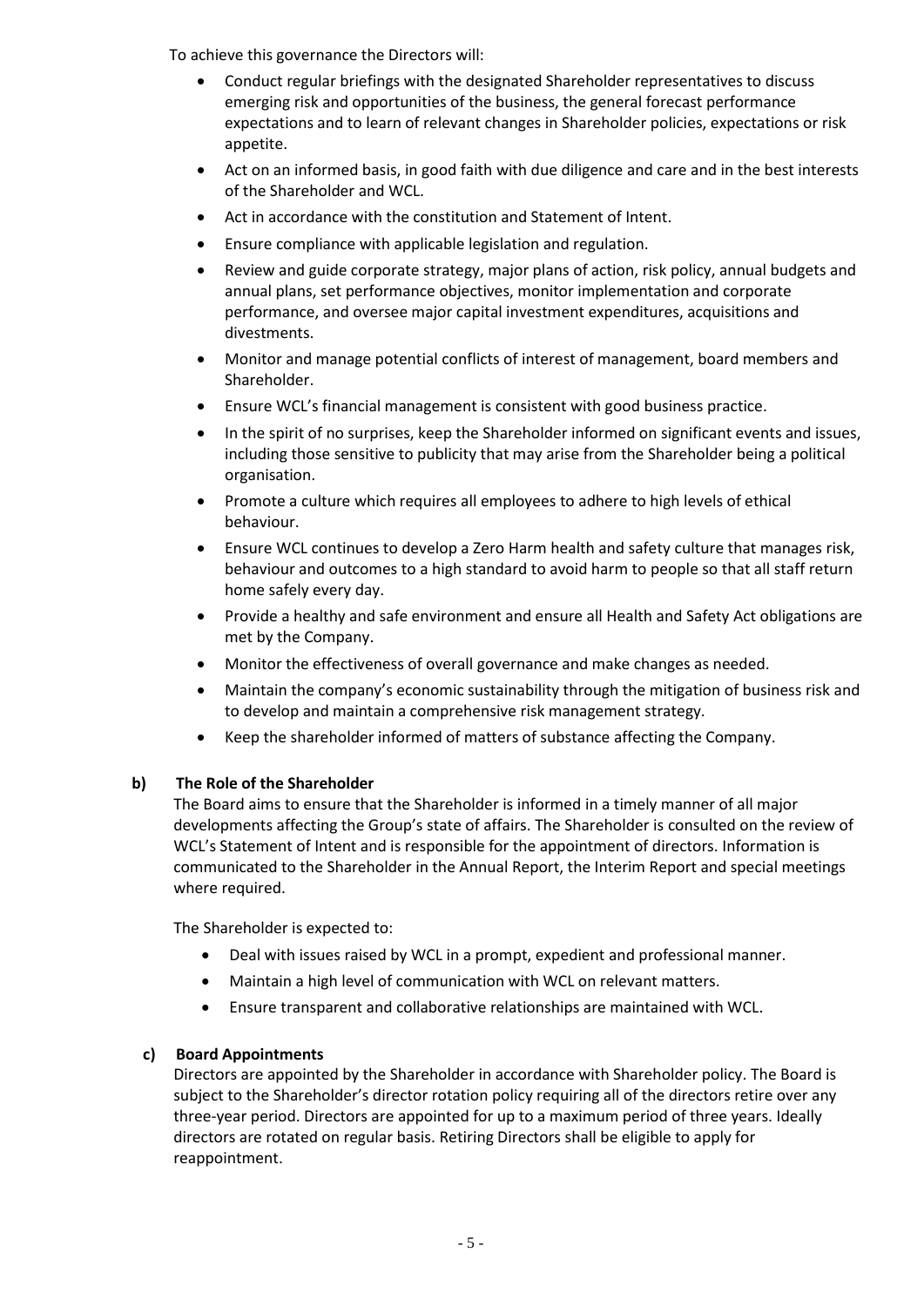To achieve this governance the Directors will:

- Conduct regular briefings with the designated Shareholder representatives to discuss emerging risk and opportunities of the business, the general forecast performance expectations and to learn of relevant changes in Shareholder policies, expectations or risk appetite.
- Act on an informed basis, in good faith with due diligence and care and in the best interests of the Shareholder and WCL.
- Act in accordance with the constitution and Statement of Intent.
- Ensure compliance with applicable legislation and regulation.
- Review and guide corporate strategy, major plans of action, risk policy, annual budgets and annual plans, set performance objectives, monitor implementation and corporate performance, and oversee major capital investment expenditures, acquisitions and divestments.
- Monitor and manage potential conflicts of interest of management, board members and Shareholder.
- Ensure WCL's financial management is consistent with good business practice.
- In the spirit of no surprises, keep the Shareholder informed on significant events and issues, including those sensitive to publicity that may arise from the Shareholder being a political organisation.
- Promote a culture which requires all employees to adhere to high levels of ethical behaviour.
- Ensure WCL continues to develop a Zero Harm health and safety culture that manages risk, behaviour and outcomes to a high standard to avoid harm to people so that all staff return home safely every day.
- Provide a healthy and safe environment and ensure all Health and Safety Act obligations are met by the Company.
- Monitor the effectiveness of overall governance and make changes as needed.
- Maintain the company's economic sustainability through the mitigation of business risk and to develop and maintain a comprehensive risk management strategy.
- Keep the shareholder informed of matters of substance affecting the Company.

**b) The Role of the Shareholder**

The Board aims to ensure that the Shareholder is informed in a timely manner of all major developments affecting the Group's state of affairs. The Shareholder is consulted on the review of WCL's Statement of Intent and is responsible for the appointment of directors. Information is communicated to the Shareholder in the Annual Report, the Interim Report and special meetings where required.

The Shareholder is expected to:

- Deal with issues raised by WCL in a prompt, expedient and professional manner.
- Maintain a high level of communication with WCL on relevant matters.
- Ensure transparent and collaborative relationships are maintained with WCL.

**c) Board Appointments**

Directors are appointed by the Shareholder in accordance with Shareholder policy. The Board is subject to the Shareholder's director rotation policy requiring all of the directors retire over any three-year period. Directors are appointed for up to a maximum period of three years. Ideally directors are rotated on regular basis. Retiring Directors shall be eligible to apply for reappointment.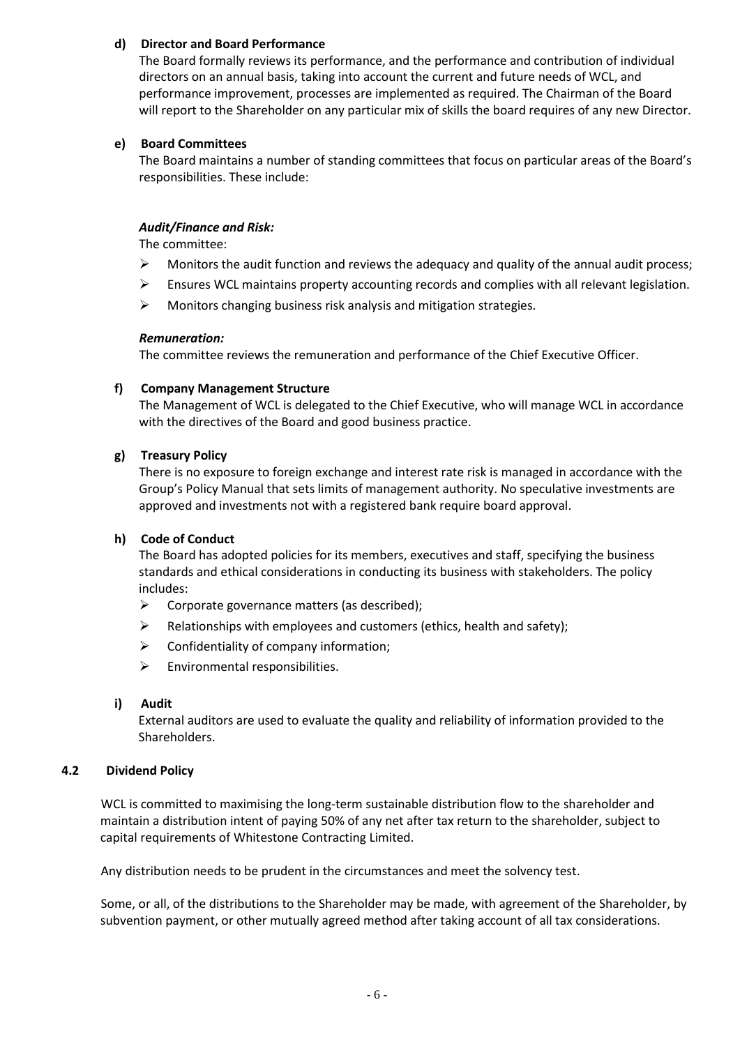**d) Director and Board Performance**

The Board formally reviews its performance, and the performance and contribution of individual directors on an annual basis, taking into account the current and future needs of WCL, and performance improvement, processes are implemented as required. The Chairman of the Board will report to the Shareholder on any particular mix of skills the board requires of any new Director.

**e) Board Committees**

The Board maintains a number of standing committees that focus on particular areas of the Board's responsibilities. These include:

***Audit/Finance and Risk:***

The committee:

- Monitors the audit function and reviews the adequacy and quality of the annual audit process;
- Ensures WCL maintains property accounting records and complies with all relevant legislation.
- Monitors changing business risk analysis and mitigation strategies.

***Remuneration:***

The committee reviews the remuneration and performance of the Chief Executive Officer.

**f) Company Management Structure**

The Management of WCL is delegated to the Chief Executive, who will manage WCL in accordance with the directives of the Board and good business practice.

**g) Treasury Policy**

There is no exposure to foreign exchange and interest rate risk is managed in accordance with the Group's Policy Manual that sets limits of management authority. No speculative investments are approved and investments not with a registered bank require board approval.

**h) Code of Conduct**

The Board has adopted policies for its members, executives and staff, specifying the business standards and ethical considerations in conducting its business with stakeholders. The policy includes:

- Corporate governance matters (as described);
- Relationships with employees and customers (ethics, health and safety);
- Confidentiality of company information;
- Environmental responsibilities.

**i) Audit**

External auditors are used to evaluate the quality and reliability of information provided to the Shareholders.

## 4.2 Dividend Policy

WCL is committed to maximising the long-term sustainable distribution flow to the shareholder and maintain a distribution intent of paying 50% of any net after tax return to the shareholder, subject to capital requirements of Whitestone Contracting Limited.

Any distribution needs to be prudent in the circumstances and meet the solvency test.

Some, or all, of the distributions to the Shareholder may be made, with agreement of the Shareholder, by subvention payment, or other mutually agreed method after taking account of all tax considerations.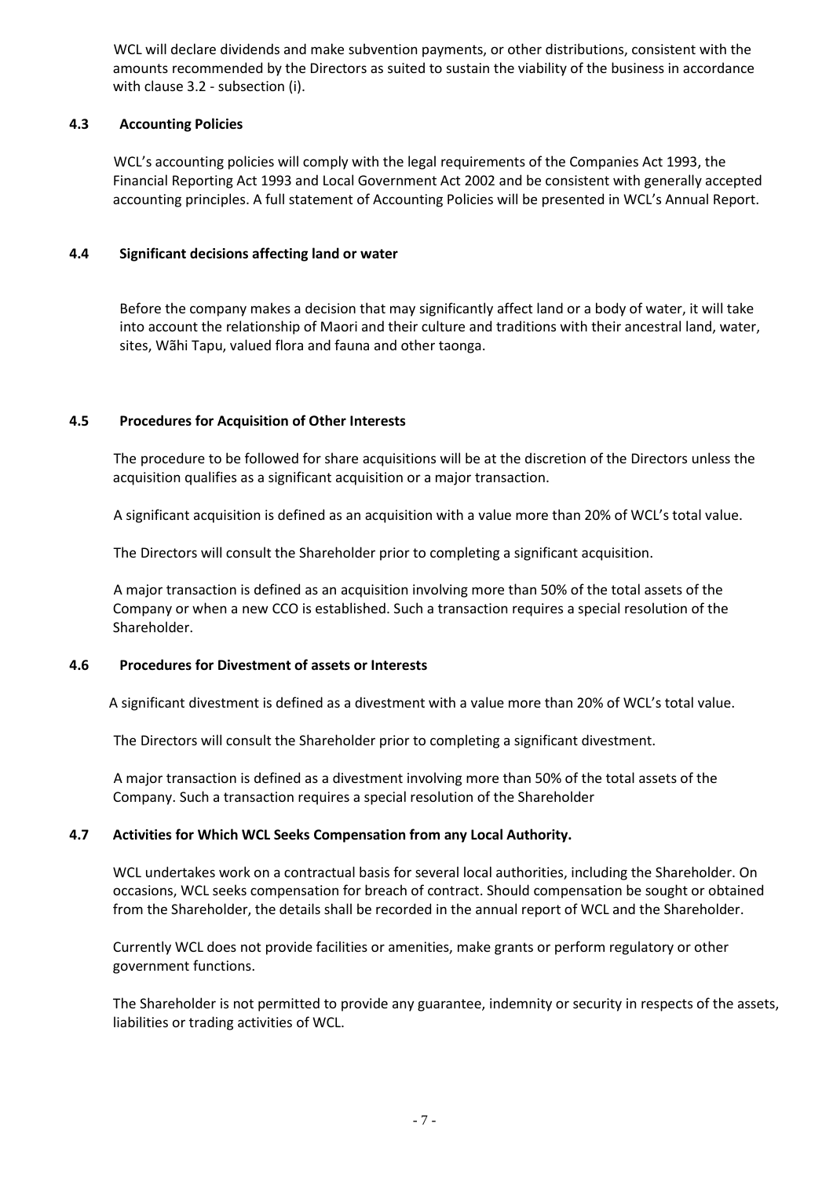WCL will declare dividends and make subvention payments, or other distributions, consistent with the amounts recommended by the Directors as suited to sustain the viability of the business in accordance with clause 3.2 - subsection (i).

### 4.3 Accounting Policies

WCL's accounting policies will comply with the legal requirements of the Companies Act 1993, the Financial Reporting Act 1993 and Local Government Act 2002 and be consistent with generally accepted accounting principles. A full statement of Accounting Policies will be presented in WCL's Annual Report.

### 4.4 Significant decisions affecting land or water

Before the company makes a decision that may significantly affect land or a body of water, it will take into account the relationship of Maori and their culture and traditions with their ancestral land, water, sites, Wãhi Tapu, valued flora and fauna and other taonga.

### 4.5 Procedures for Acquisition of Other Interests

The procedure to be followed for share acquisitions will be at the discretion of the Directors unless the acquisition qualifies as a significant acquisition or a major transaction.

A significant acquisition is defined as an acquisition with a value more than 20% of WCL's total value.

The Directors will consult the Shareholder prior to completing a significant acquisition.

A major transaction is defined as an acquisition involving more than 50% of the total assets of the Company or when a new CCO is established. Such a transaction requires a special resolution of the Shareholder.

### 4.6 Procedures for Divestment of assets or Interests

A significant divestment is defined as a divestment with a value more than 20% of WCL's total value.

The Directors will consult the Shareholder prior to completing a significant divestment.

A major transaction is defined as a divestment involving more than 50% of the total assets of the Company. Such a transaction requires a special resolution of the Shareholder

### 4.7 Activities for Which WCL Seeks Compensation from any Local Authority.

WCL undertakes work on a contractual basis for several local authorities, including the Shareholder. On occasions, WCL seeks compensation for breach of contract. Should compensation be sought or obtained from the Shareholder, the details shall be recorded in the annual report of WCL and the Shareholder.

Currently WCL does not provide facilities or amenities, make grants or perform regulatory or other government functions.

The Shareholder is not permitted to provide any guarantee, indemnity or security in respects of the assets, liabilities or trading activities of WCL.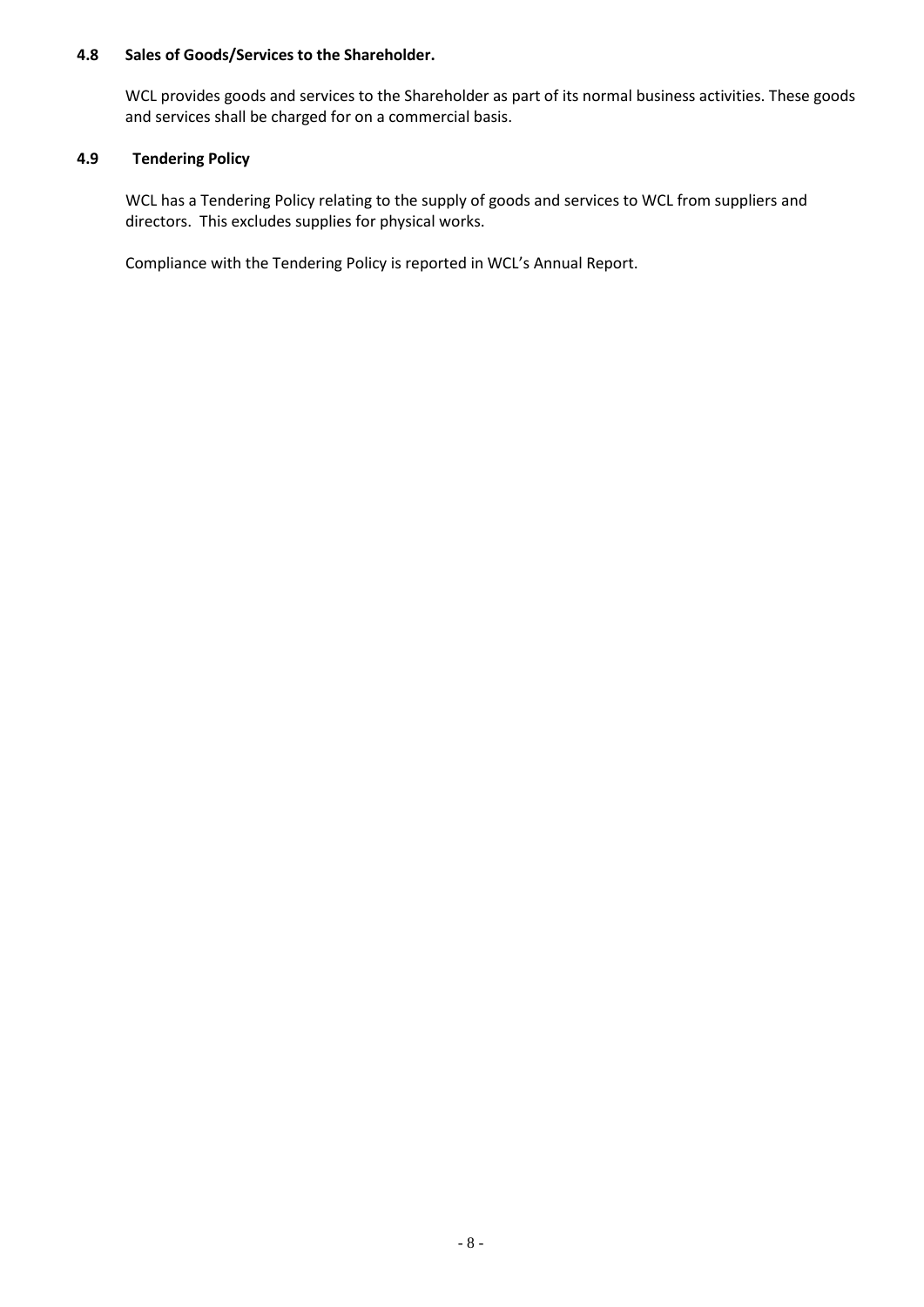### 4.8 Sales of Goods/Services to the Shareholder.

WCL provides goods and services to the Shareholder as part of its normal business activities. These goods and services shall be charged for on a commercial basis.

### 4.9 Tendering Policy

WCL has a Tendering Policy relating to the supply of goods and services to WCL from suppliers and directors. This excludes supplies for physical works.

Compliance with the Tendering Policy is reported in WCL's Annual Report.